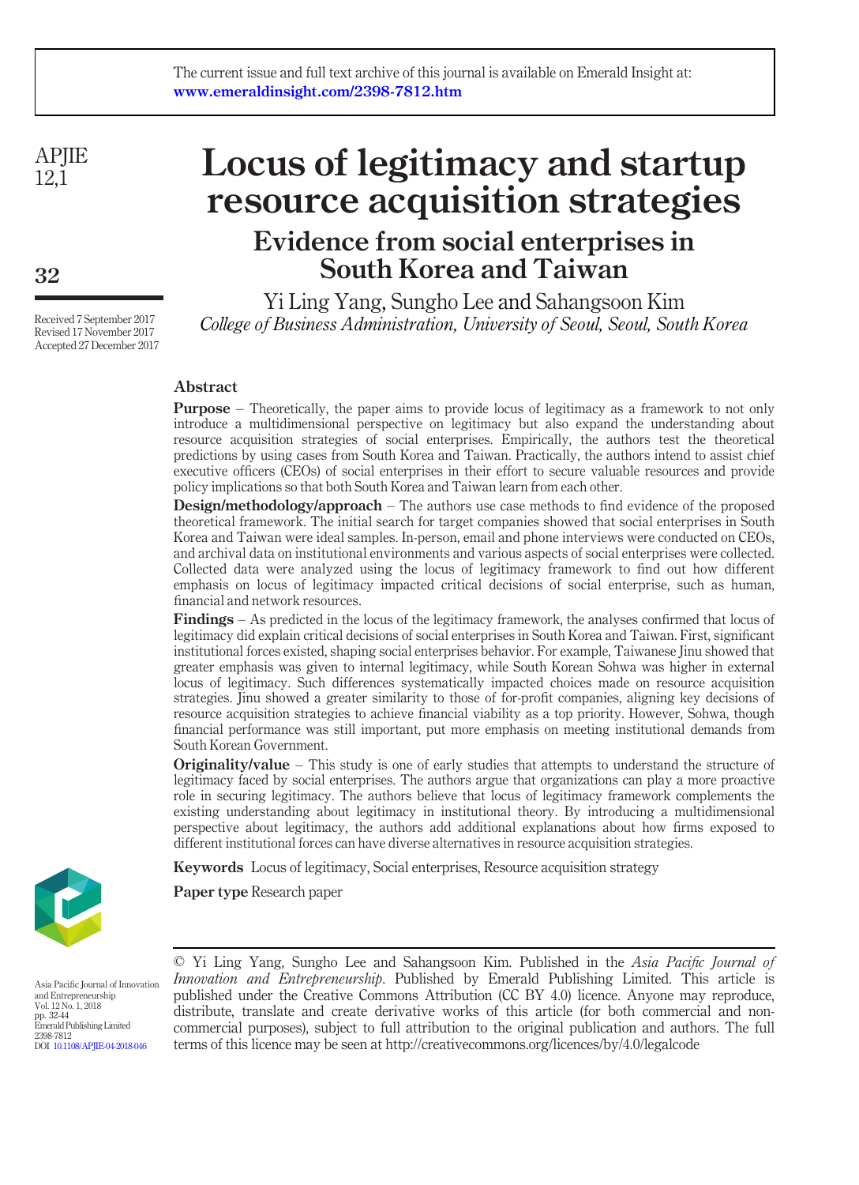The current issue and full text archive of this journal is available on Emerald Insight at: www.emeraldinsight.com/2398-7812.htm

# Locus of legitimacy and startup resource acquisition strategies

## Evidence from social enterprises in South Korea and Taiwan

Yi Ling Yang, Sungho Lee and Sahangsoon Kim

*College of Business Administration, University of Seoul, Seoul, South Korea*

Received 7 September 2017
Revised 17 November 2017
Accepted 27 December 2017

### Abstract

**Purpose** – Theoretically, the paper aims to provide locus of legitimacy as a framework to not only introduce a multidimensional perspective on legitimacy but also expand the understanding about resource acquisition strategies of social enterprises. Empirically, the authors test the theoretical predictions by using cases from South Korea and Taiwan. Practically, the authors intend to assist chief executive officers (CEOs) of social enterprises in their effort to secure valuable resources and provide policy implications so that both South Korea and Taiwan learn from each other.

**Design/methodology/approach** – The authors use case methods to find evidence of the proposed theoretical framework. The initial search for target companies showed that social enterprises in South Korea and Taiwan were ideal samples. In-person, email and phone interviews were conducted on CEOs, and archival data on institutional environments and various aspects of social enterprises were collected. Collected data were analyzed using the locus of legitimacy framework to find out how different emphasis on locus of legitimacy impacted critical decisions of social enterprise, such as human, financial and network resources.

**Findings** – As predicted in the locus of the legitimacy framework, the analyses confirmed that locus of legitimacy did explain critical decisions of social enterprises in South Korea and Taiwan. First, significant institutional forces existed, shaping social enterprises behavior. For example, Taiwanese Jinu showed that greater emphasis was given to internal legitimacy, while South Korean Sohwa was higher in external locus of legitimacy. Such differences systematically impacted choices made on resource acquisition strategies. Jinu showed a greater similarity to those of for-profit companies, aligning key decisions of resource acquisition strategies to achieve financial viability as a top priority. However, Sohwa, though financial performance was still important, put more emphasis on meeting institutional demands from South Korean Government.

**Originality/value** – This study is one of early studies that attempts to understand the structure of legitimacy faced by social enterprises. The authors argue that organizations can play a more proactive role in securing legitimacy. The authors believe that locus of legitimacy framework complements the existing understanding about legitimacy in institutional theory. By introducing a multidimensional perspective about legitimacy, the authors add additional explanations about how firms exposed to different institutional forces can have diverse alternatives in resource acquisition strategies.

**Keywords** Locus of legitimacy, Social enterprises, Resource acquisition strategy

**Paper type** Research paper

---

© Yi Ling Yang, Sungho Lee and Sahangsoon Kim. Published in the *Asia Pacific Journal of Innovation and Entrepreneurship*. Published by Emerald Publishing Limited. This article is published under the Creative Commons Attribution (CC BY 4.0) licence. Anyone may reproduce, distribute, translate and create derivative works of this article (for both commercial and non-commercial purposes), subject to full attribution to the original publication and authors. The full terms of this licence may be seen at http://creativecommons.org/licences/by/4.0/legalcode

Asia Pacific Journal of Innovation and Entrepreneurship
Vol. 12 No. 1, 2018
pp. 32-44
Emerald Publishing Limited
2398-7812
DOI 10.1108/APJIE-04-2018-046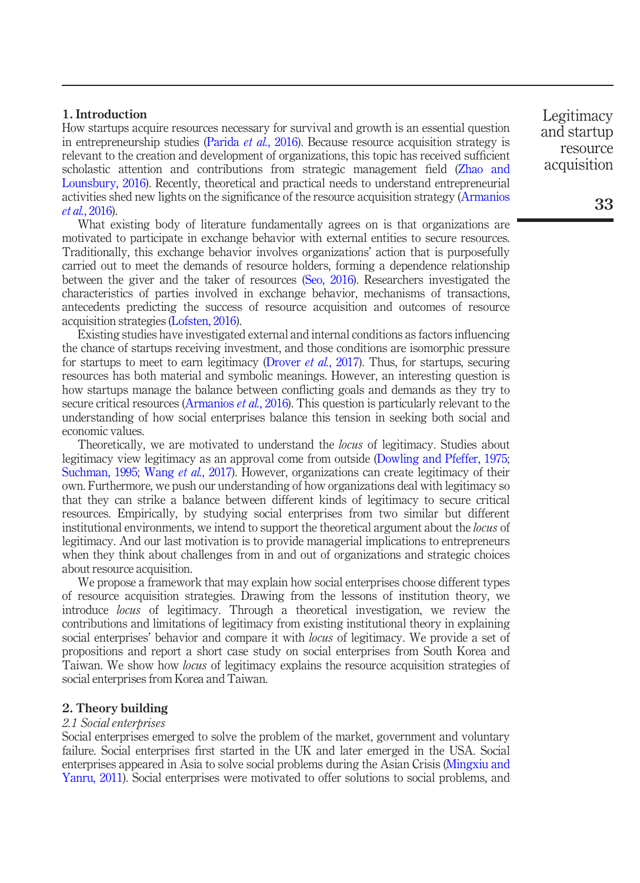## 1. Introduction

How startups acquire resources necessary for survival and growth is an essential question in entrepreneurship studies (Parida *et al.*, 2016). Because resource acquisition strategy is relevant to the creation and development of organizations, this topic has received sufficient scholastic attention and contributions from strategic management field (Zhao and Lounsbury, 2016). Recently, theoretical and practical needs to understand entrepreneurial activities shed new lights on the significance of the resource acquisition strategy (Armanios *et al.*, 2016).

What existing body of literature fundamentally agrees on is that organizations are motivated to participate in exchange behavior with external entities to secure resources. Traditionally, this exchange behavior involves organizations' action that is purposefully carried out to meet the demands of resource holders, forming a dependence relationship between the giver and the taker of resources (Seo, 2016). Researchers investigated the characteristics of parties involved in exchange behavior, mechanisms of transactions, antecedents predicting the success of resource acquisition and outcomes of resource acquisition strategies (Lofsten, 2016).

Existing studies have investigated external and internal conditions as factors influencing the chance of startups receiving investment, and those conditions are isomorphic pressure for startups to meet to earn legitimacy (Drover *et al.*, 2017). Thus, for startups, securing resources has both material and symbolic meanings. However, an interesting question is how startups manage the balance between conflicting goals and demands as they try to secure critical resources (Armanios *et al.*, 2016). This question is particularly relevant to the understanding of how social enterprises balance this tension in seeking both social and economic values.

Theoretically, we are motivated to understand the *locus* of legitimacy. Studies about legitimacy view legitimacy as an approval come from outside (Dowling and Pfeffer, 1975; Suchman, 1995; Wang *et al.*, 2017). However, organizations can create legitimacy of their own. Furthermore, we push our understanding of how organizations deal with legitimacy so that they can strike a balance between different kinds of legitimacy to secure critical resources. Empirically, by studying social enterprises from two similar but different institutional environments, we intend to support the theoretical argument about the *locus* of legitimacy. And our last motivation is to provide managerial implications to entrepreneurs when they think about challenges from in and out of organizations and strategic choices about resource acquisition.

We propose a framework that may explain how social enterprises choose different types of resource acquisition strategies. Drawing from the lessons of institution theory, we introduce *locus* of legitimacy. Through a theoretical investigation, we review the contributions and limitations of legitimacy from existing institutional theory in explaining social enterprises' behavior and compare it with *locus* of legitimacy. We provide a set of propositions and report a short case study on social enterprises from South Korea and Taiwan. We show how *locus* of legitimacy explains the resource acquisition strategies of social enterprises from Korea and Taiwan.

## 2. Theory building

### *2.1 Social enterprises*

Social enterprises emerged to solve the problem of the market, government and voluntary failure. Social enterprises first started in the UK and later emerged in the USA. Social enterprises appeared in Asia to solve social problems during the Asian Crisis (Mingxiu and Yanru, 2011). Social enterprises were motivated to offer solutions to social problems, and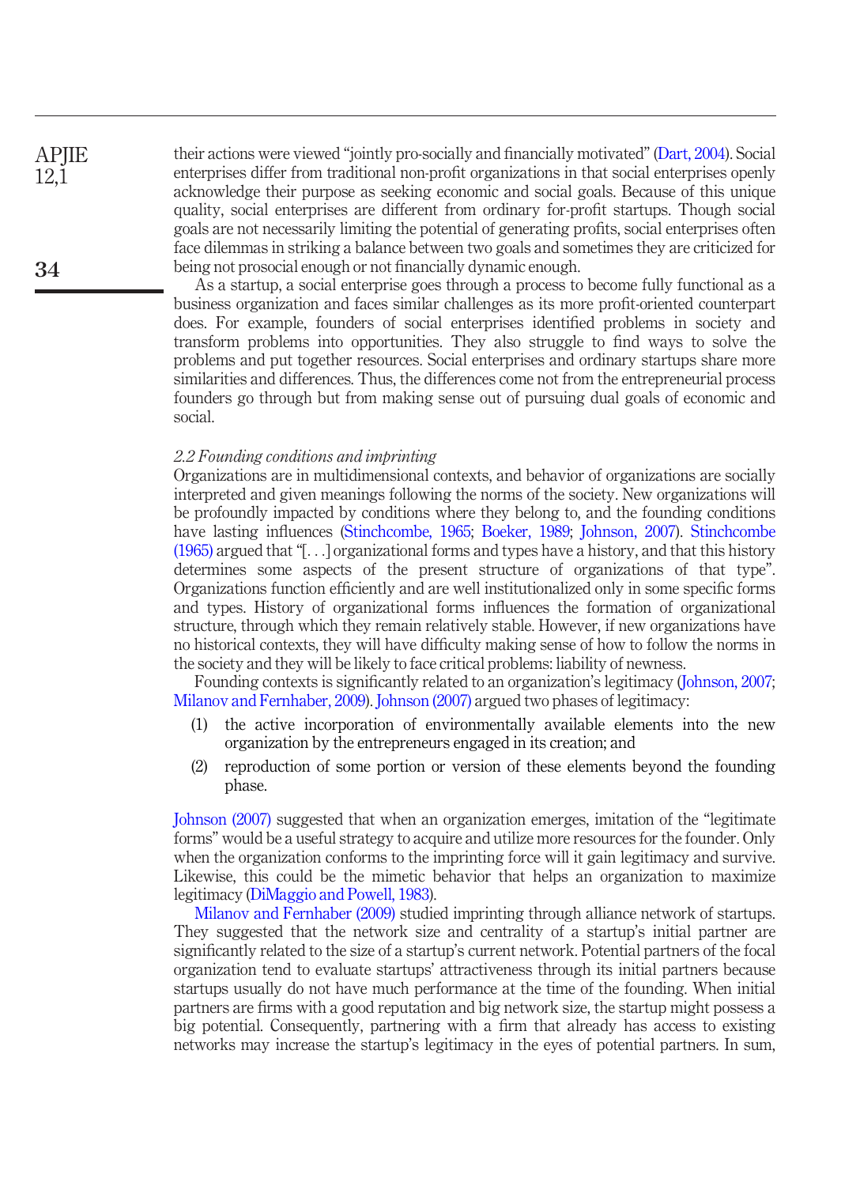their actions were viewed "jointly pro-socially and financially motivated" (Dart, 2004). Social enterprises differ from traditional non-profit organizations in that social enterprises openly acknowledge their purpose as seeking economic and social goals. Because of this unique quality, social enterprises are different from ordinary for-profit startups. Though social goals are not necessarily limiting the potential of generating profits, social enterprises often face dilemmas in striking a balance between two goals and sometimes they are criticized for being not prosocial enough or not financially dynamic enough.

As a startup, a social enterprise goes through a process to become fully functional as a business organization and faces similar challenges as its more profit-oriented counterpart does. For example, founders of social enterprises identified problems in society and transform problems into opportunities. They also struggle to find ways to solve the problems and put together resources. Social enterprises and ordinary startups share more similarities and differences. Thus, the differences come not from the entrepreneurial process founders go through but from making sense out of pursuing dual goals of economic and social.

### *2.2 Founding conditions and imprinting*

Organizations are in multidimensional contexts, and behavior of organizations are socially interpreted and given meanings following the norms of the society. New organizations will be profoundly impacted by conditions where they belong to, and the founding conditions have lasting influences (Stinchcombe, 1965; Boeker, 1989; Johnson, 2007). Stinchcombe (1965) argued that "[. . .] organizational forms and types have a history, and that this history determines some aspects of the present structure of organizations of that type". Organizations function efficiently and are well institutionalized only in some specific forms and types. History of organizational forms influences the formation of organizational structure, through which they remain relatively stable. However, if new organizations have no historical contexts, they will have difficulty making sense of how to follow the norms in the society and they will be likely to face critical problems: liability of newness.

Founding contexts is significantly related to an organization's legitimacy (Johnson, 2007; Milanov and Fernhaber, 2009). Johnson (2007) argued two phases of legitimacy:

(1) the active incorporation of environmentally available elements into the new organization by the entrepreneurs engaged in its creation; and

(2) reproduction of some portion or version of these elements beyond the founding phase.

Johnson (2007) suggested that when an organization emerges, imitation of the "legitimate forms" would be a useful strategy to acquire and utilize more resources for the founder. Only when the organization conforms to the imprinting force will it gain legitimacy and survive. Likewise, this could be the mimetic behavior that helps an organization to maximize legitimacy (DiMaggio and Powell, 1983).

Milanov and Fernhaber (2009) studied imprinting through alliance network of startups. They suggested that the network size and centrality of a startup's initial partner are significantly related to the size of a startup's current network. Potential partners of the focal organization tend to evaluate startups' attractiveness through its initial partners because startups usually do not have much performance at the time of the founding. When initial partners are firms with a good reputation and big network size, the startup might possess a big potential. Consequently, partnering with a firm that already has access to existing networks may increase the startup's legitimacy in the eyes of potential partners. In sum,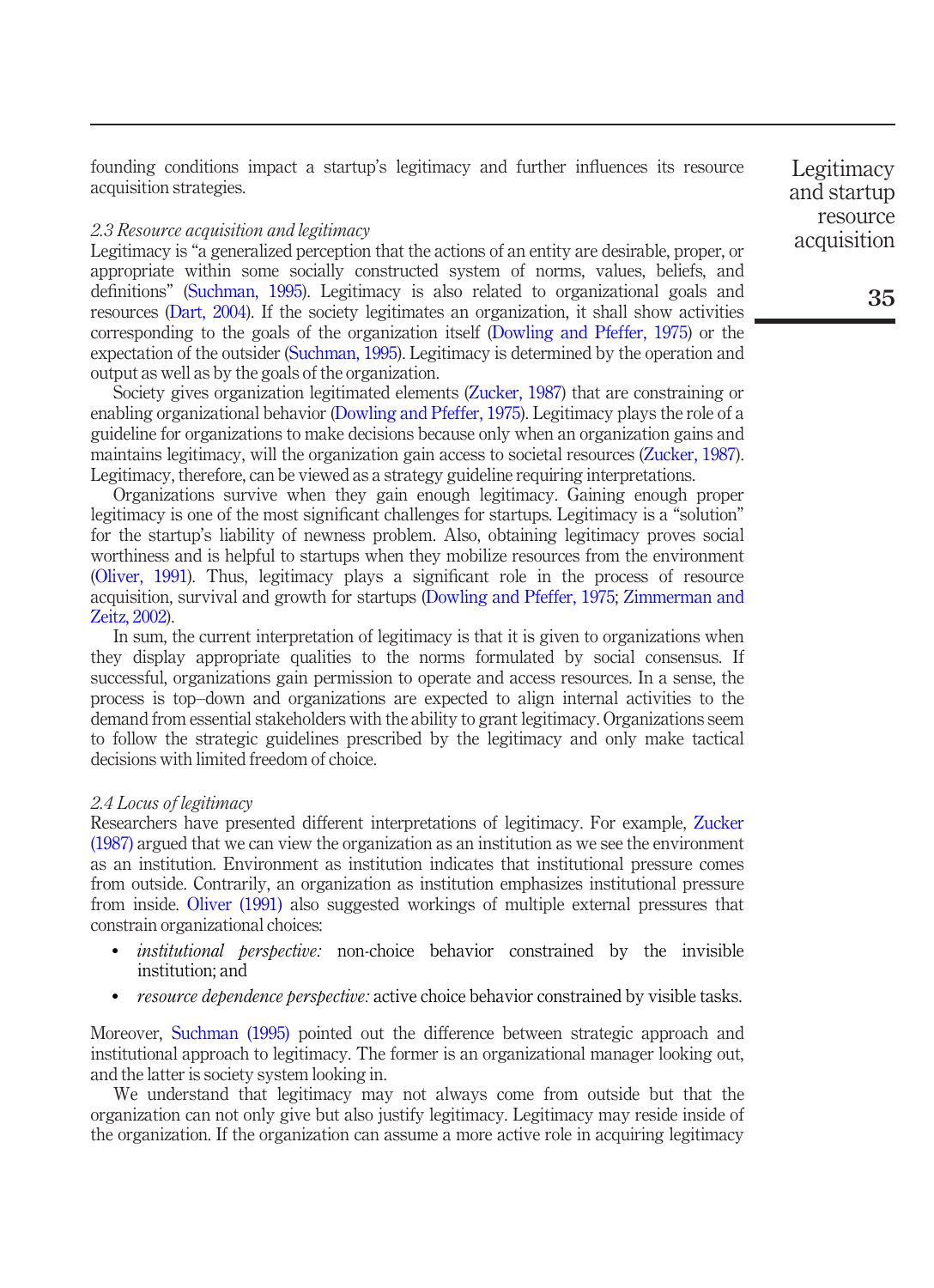founding conditions impact a startup's legitimacy and further influences its resource acquisition strategies.

### *2.3 Resource acquisition and legitimacy*

Legitimacy is "a generalized perception that the actions of an entity are desirable, proper, or appropriate within some socially constructed system of norms, values, beliefs, and definitions" (Suchman, 1995). Legitimacy is also related to organizational goals and resources (Dart, 2004). If the society legitimates an organization, it shall show activities corresponding to the goals of the organization itself (Dowling and Pfeffer, 1975) or the expectation of the outsider (Suchman, 1995). Legitimacy is determined by the operation and output as well as by the goals of the organization.

Society gives organization legitimated elements (Zucker, 1987) that are constraining or enabling organizational behavior (Dowling and Pfeffer, 1975). Legitimacy plays the role of a guideline for organizations to make decisions because only when an organization gains and maintains legitimacy, will the organization gain access to societal resources (Zucker, 1987). Legitimacy, therefore, can be viewed as a strategy guideline requiring interpretations.

Organizations survive when they gain enough legitimacy. Gaining enough proper legitimacy is one of the most significant challenges for startups. Legitimacy is a "solution" for the startup's liability of newness problem. Also, obtaining legitimacy proves social worthiness and is helpful to startups when they mobilize resources from the environment (Oliver, 1991). Thus, legitimacy plays a significant role in the process of resource acquisition, survival and growth for startups (Dowling and Pfeffer, 1975; Zimmerman and Zeitz, 2002).

In sum, the current interpretation of legitimacy is that it is given to organizations when they display appropriate qualities to the norms formulated by social consensus. If successful, organizations gain permission to operate and access resources. In a sense, the process is top–down and organizations are expected to align internal activities to the demand from essential stakeholders with the ability to grant legitimacy. Organizations seem to follow the strategic guidelines prescribed by the legitimacy and only make tactical decisions with limited freedom of choice.

### *2.4 Locus of legitimacy*

Researchers have presented different interpretations of legitimacy. For example, Zucker (1987) argued that we can view the organization as an institution as we see the environment as an institution. Environment as institution indicates that institutional pressure comes from outside. Contrarily, an organization as institution emphasizes institutional pressure from inside. Oliver (1991) also suggested workings of multiple external pressures that constrain organizational choices:

- *institutional perspective:* non-choice behavior constrained by the invisible institution; and
- *resource dependence perspective:* active choice behavior constrained by visible tasks.

Moreover, Suchman (1995) pointed out the difference between strategic approach and institutional approach to legitimacy. The former is an organizational manager looking out, and the latter is society system looking in.

We understand that legitimacy may not always come from outside but that the organization can not only give but also justify legitimacy. Legitimacy may reside inside of the organization. If the organization can assume a more active role in acquiring legitimacy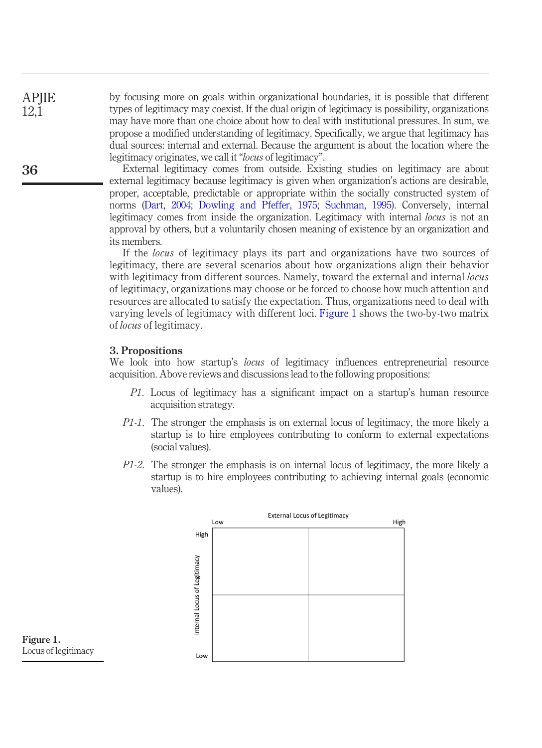by focusing more on goals within organizational boundaries, it is possible that different types of legitimacy may coexist. If the dual origin of legitimacy is possibility, organizations may have more than one choice about how to deal with institutional pressures. In sum, we propose a modified understanding of legitimacy. Specifically, we argue that legitimacy has dual sources: internal and external. Because the argument is about the location where the legitimacy originates, we call it "*locus* of legitimacy".

External legitimacy comes from outside. Existing studies on legitimacy are about external legitimacy because legitimacy is given when organization's actions are desirable, proper, acceptable, predictable or appropriate within the socially constructed system of norms (Dart, 2004; Dowling and Pfeffer, 1975; Suchman, 1995). Conversely, internal legitimacy comes from inside the organization. Legitimacy with internal *locus* is not an approval by others, but a voluntarily chosen meaning of existence by an organization and its members.

If the *locus* of legitimacy plays its part and organizations have two sources of legitimacy, there are several scenarios about how organizations align their behavior with legitimacy from different sources. Namely, toward the external and internal *locus* of legitimacy, organizations may choose or be forced to choose how much attention and resources are allocated to satisfy the expectation. Thus, organizations need to deal with varying levels of legitimacy with different loci. Figure 1 shows the two-by-two matrix of *locus* of legitimacy.

## 3. Propositions

We look into how startup's *locus* of legitimacy influences entrepreneurial resource acquisition. Above reviews and discussions lead to the following propositions:

*P1*. Locus of legitimacy has a significant impact on a startup's human resource acquisition strategy.

*P1-1*. The stronger the emphasis is on external locus of legitimacy, the more likely a startup is to hire employees contributing to conform to external expectations (social values).

*P1-2*. The stronger the emphasis is on internal locus of legitimacy, the more likely a startup is to hire employees contributing to achieving internal goals (economic values).

| Internal Locus of Legitimacy \ External Locus of Legitimacy | Low | High |
| --- | --- | --- |
| High | | |
| Low | | |

**Figure 1.** Locus of legitimacy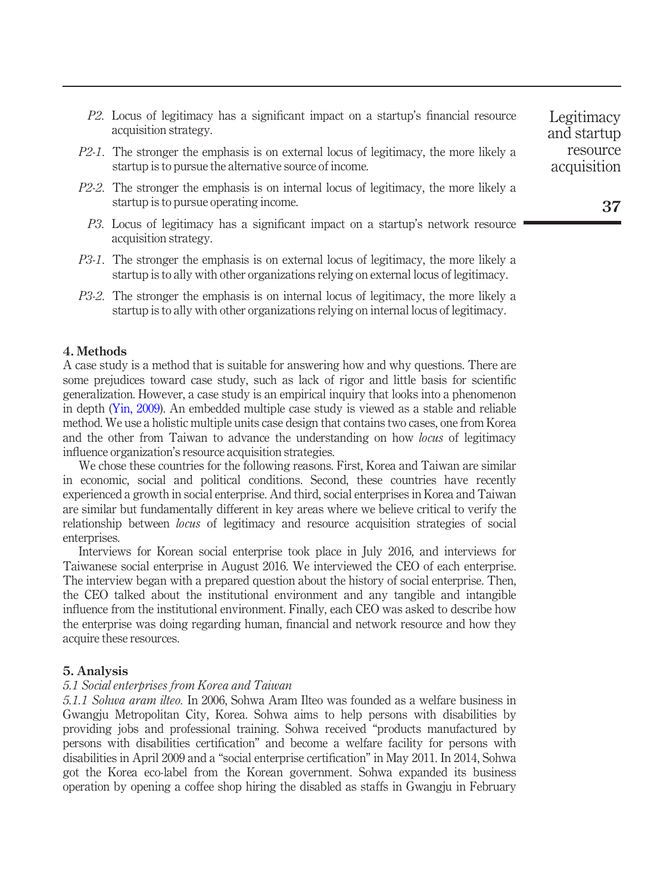*P2*. Locus of legitimacy has a significant impact on a startup's financial resource acquisition strategy.

*P2-1*. The stronger the emphasis is on external locus of legitimacy, the more likely a startup is to pursue the alternative source of income.

*P2-2*. The stronger the emphasis is on internal locus of legitimacy, the more likely a startup is to pursue operating income.

*P3*. Locus of legitimacy has a significant impact on a startup's network resource acquisition strategy.

*P3-1*. The stronger the emphasis is on external locus of legitimacy, the more likely a startup is to ally with other organizations relying on external locus of legitimacy.

*P3-2*. The stronger the emphasis is on internal locus of legitimacy, the more likely a startup is to ally with other organizations relying on internal locus of legitimacy.

## 4. Methods

A case study is a method that is suitable for answering how and why questions. There are some prejudices toward case study, such as lack of rigor and little basis for scientific generalization. However, a case study is an empirical inquiry that looks into a phenomenon in depth (Yin, 2009). An embedded multiple case study is viewed as a stable and reliable method. We use a holistic multiple units case design that contains two cases, one from Korea and the other from Taiwan to advance the understanding on how *locus* of legitimacy influence organization's resource acquisition strategies.

We chose these countries for the following reasons. First, Korea and Taiwan are similar in economic, social and political conditions. Second, these countries have recently experienced a growth in social enterprise. And third, social enterprises in Korea and Taiwan are similar but fundamentally different in key areas where we believe critical to verify the relationship between *locus* of legitimacy and resource acquisition strategies of social enterprises.

Interviews for Korean social enterprise took place in July 2016, and interviews for Taiwanese social enterprise in August 2016. We interviewed the CEO of each enterprise. The interview began with a prepared question about the history of social enterprise. Then, the CEO talked about the institutional environment and any tangible and intangible influence from the institutional environment. Finally, each CEO was asked to describe how the enterprise was doing regarding human, financial and network resource and how they acquire these resources.

## 5. Analysis

### *5.1 Social enterprises from Korea and Taiwan*

*5.1.1 Sohwa aram ilteo.* In 2006, Sohwa Aram Ilteo was founded as a welfare business in Gwangju Metropolitan City, Korea. Sohwa aims to help persons with disabilities by providing jobs and professional training. Sohwa received "products manufactured by persons with disabilities certification" and become a welfare facility for persons with disabilities in April 2009 and a "social enterprise certification" in May 2011. In 2014, Sohwa got the Korea eco-label from the Korean government. Sohwa expanded its business operation by opening a coffee shop hiring the disabled as staffs in Gwangju in February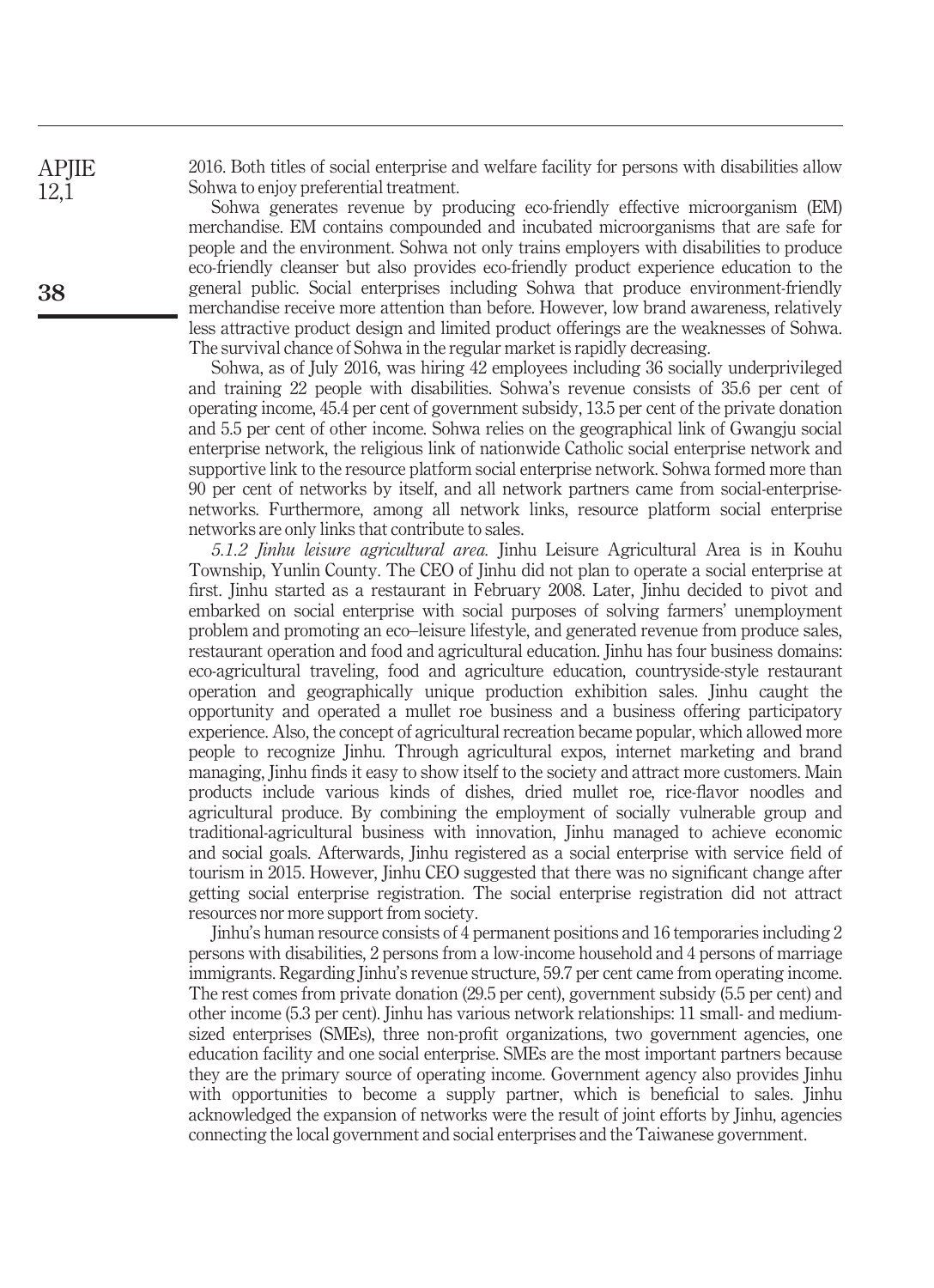2016. Both titles of social enterprise and welfare facility for persons with disabilities allow Sohwa to enjoy preferential treatment.

Sohwa generates revenue by producing eco-friendly effective microorganism (EM) merchandise. EM contains compounded and incubated microorganisms that are safe for people and the environment. Sohwa not only trains employers with disabilities to produce eco-friendly cleanser but also provides eco-friendly product experience education to the general public. Social enterprises including Sohwa that produce environment-friendly merchandise receive more attention than before. However, low brand awareness, relatively less attractive product design and limited product offerings are the weaknesses of Sohwa. The survival chance of Sohwa in the regular market is rapidly decreasing.

Sohwa, as of July 2016, was hiring 42 employees including 36 socially underprivileged and training 22 people with disabilities. Sohwa's revenue consists of 35.6 per cent of operating income, 45.4 per cent of government subsidy, 13.5 per cent of the private donation and 5.5 per cent of other income. Sohwa relies on the geographical link of Gwangju social enterprise network, the religious link of nationwide Catholic social enterprise network and supportive link to the resource platform social enterprise network. Sohwa formed more than 90 per cent of networks by itself, and all network partners came from social-enterprise-networks. Furthermore, among all network links, resource platform social enterprise networks are only links that contribute to sales.

*5.1.2 Jinhu leisure agricultural area.* Jinhu Leisure Agricultural Area is in Kouhu Township, Yunlin County. The CEO of Jinhu did not plan to operate a social enterprise at first. Jinhu started as a restaurant in February 2008. Later, Jinhu decided to pivot and embarked on social enterprise with social purposes of solving farmers' unemployment problem and promoting an eco–leisure lifestyle, and generated revenue from produce sales, restaurant operation and food and agricultural education. Jinhu has four business domains: eco-agricultural traveling, food and agriculture education, countryside-style restaurant operation and geographically unique production exhibition sales. Jinhu caught the opportunity and operated a mullet roe business and a business offering participatory experience. Also, the concept of agricultural recreation became popular, which allowed more people to recognize Jinhu. Through agricultural expos, internet marketing and brand managing, Jinhu finds it easy to show itself to the society and attract more customers. Main products include various kinds of dishes, dried mullet roe, rice-flavor noodles and agricultural produce. By combining the employment of socially vulnerable group and traditional-agricultural business with innovation, Jinhu managed to achieve economic and social goals. Afterwards, Jinhu registered as a social enterprise with service field of tourism in 2015. However, Jinhu CEO suggested that there was no significant change after getting social enterprise registration. The social enterprise registration did not attract resources nor more support from society.

Jinhu's human resource consists of 4 permanent positions and 16 temporaries including 2 persons with disabilities, 2 persons from a low-income household and 4 persons of marriage immigrants. Regarding Jinhu's revenue structure, 59.7 per cent came from operating income. The rest comes from private donation (29.5 per cent), government subsidy (5.5 per cent) and other income (5.3 per cent). Jinhu has various network relationships: 11 small- and medium-sized enterprises (SMEs), three non-profit organizations, two government agencies, one education facility and one social enterprise. SMEs are the most important partners because they are the primary source of operating income. Government agency also provides Jinhu with opportunities to become a supply partner, which is beneficial to sales. Jinhu acknowledged the expansion of networks were the result of joint efforts by Jinhu, agencies connecting the local government and social enterprises and the Taiwanese government.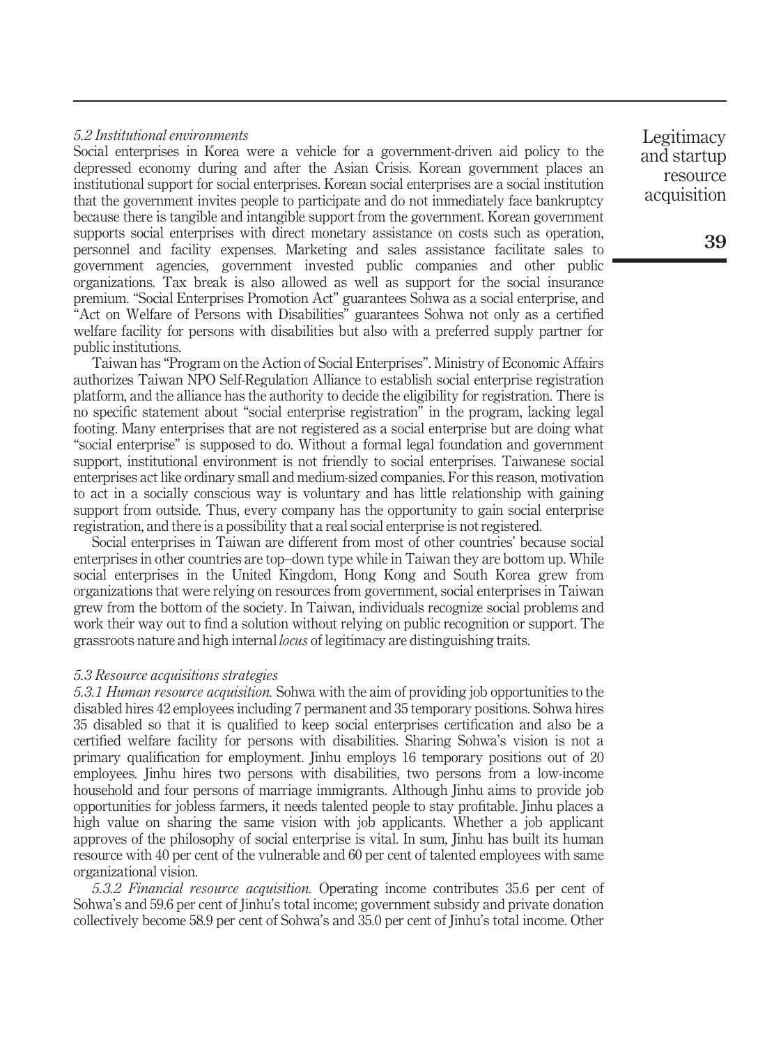### *5.2 Institutional environments*

Social enterprises in Korea were a vehicle for a government-driven aid policy to the depressed economy during and after the Asian Crisis. Korean government places an institutional support for social enterprises. Korean social enterprises are a social institution that the government invites people to participate and do not immediately face bankruptcy because there is tangible and intangible support from the government. Korean government supports social enterprises with direct monetary assistance on costs such as operation, personnel and facility expenses. Marketing and sales assistance facilitate sales to government agencies, government invested public companies and other public organizations. Tax break is also allowed as well as support for the social insurance premium. "Social Enterprises Promotion Act" guarantees Sohwa as a social enterprise, and "Act on Welfare of Persons with Disabilities" guarantees Sohwa not only as a certified welfare facility for persons with disabilities but also with a preferred supply partner for public institutions.

Taiwan has "Program on the Action of Social Enterprises". Ministry of Economic Affairs authorizes Taiwan NPO Self-Regulation Alliance to establish social enterprise registration platform, and the alliance has the authority to decide the eligibility for registration. There is no specific statement about "social enterprise registration" in the program, lacking legal footing. Many enterprises that are not registered as a social enterprise but are doing what "social enterprise" is supposed to do. Without a formal legal foundation and government support, institutional environment is not friendly to social enterprises. Taiwanese social enterprises act like ordinary small and medium-sized companies. For this reason, motivation to act in a socially conscious way is voluntary and has little relationship with gaining support from outside. Thus, every company has the opportunity to gain social enterprise registration, and there is a possibility that a real social enterprise is not registered.

Social enterprises in Taiwan are different from most of other countries' because social enterprises in other countries are top–down type while in Taiwan they are bottom up. While social enterprises in the United Kingdom, Hong Kong and South Korea grew from organizations that were relying on resources from government, social enterprises in Taiwan grew from the bottom of the society. In Taiwan, individuals recognize social problems and work their way out to find a solution without relying on public recognition or support. The grassroots nature and high internal *locus* of legitimacy are distinguishing traits.

### *5.3 Resource acquisitions strategies*

*5.3.1 Human resource acquisition.* Sohwa with the aim of providing job opportunities to the disabled hires 42 employees including 7 permanent and 35 temporary positions. Sohwa hires 35 disabled so that it is qualified to keep social enterprises certification and also be a certified welfare facility for persons with disabilities. Sharing Sohwa's vision is not a primary qualification for employment. Jinhu employs 16 temporary positions out of 20 employees. Jinhu hires two persons with disabilities, two persons from a low-income household and four persons of marriage immigrants. Although Jinhu aims to provide job opportunities for jobless farmers, it needs talented people to stay profitable. Jinhu places a high value on sharing the same vision with job applicants. Whether a job applicant approves of the philosophy of social enterprise is vital. In sum, Jinhu has built its human resource with 40 per cent of the vulnerable and 60 per cent of talented employees with same organizational vision.

*5.3.2 Financial resource acquisition.* Operating income contributes 35.6 per cent of Sohwa's and 59.6 per cent of Jinhu's total income; government subsidy and private donation collectively become 58.9 per cent of Sohwa's and 35.0 per cent of Jinhu's total income. Other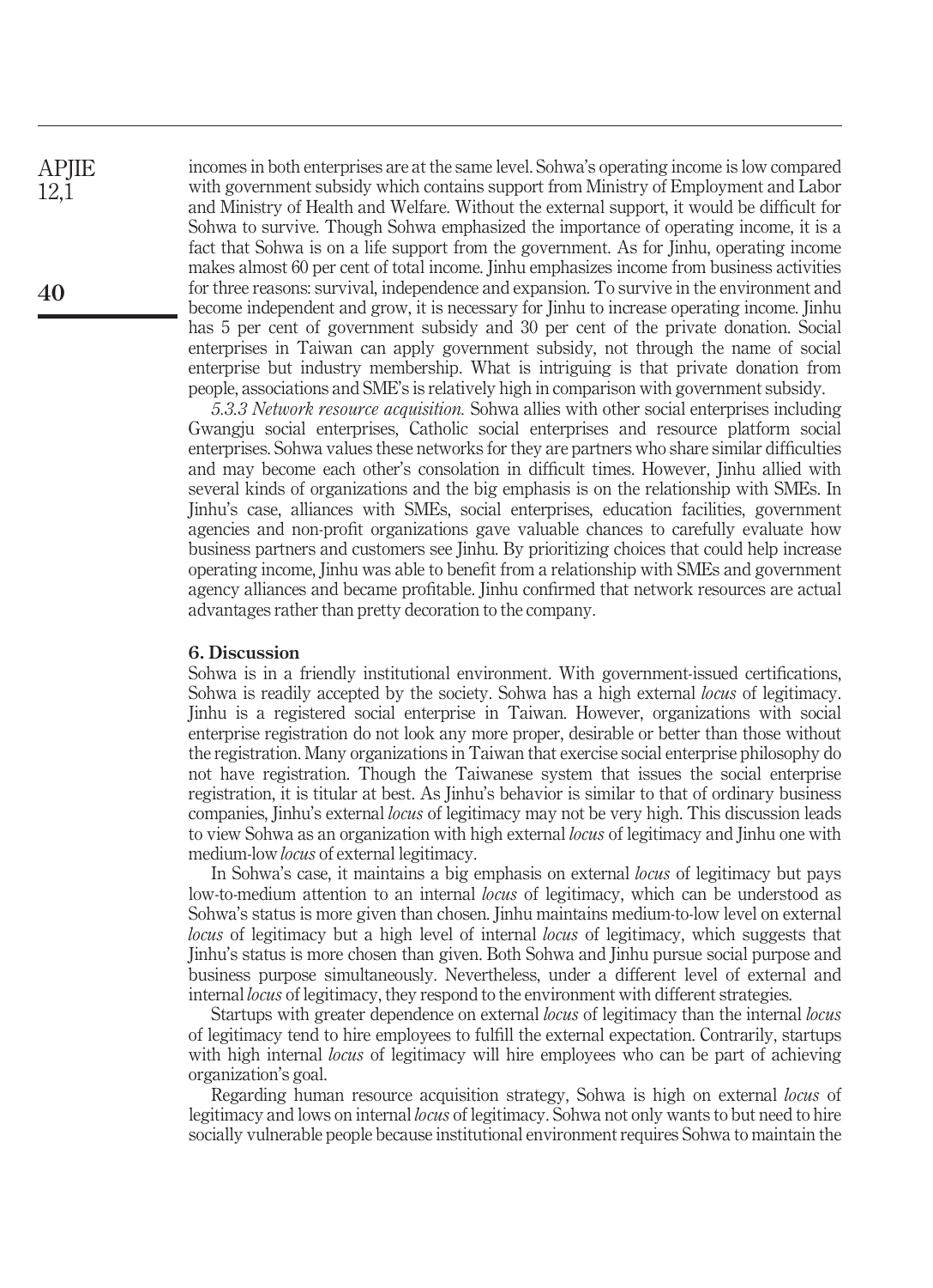incomes in both enterprises are at the same level. Sohwa's operating income is low compared with government subsidy which contains support from Ministry of Employment and Labor and Ministry of Health and Welfare. Without the external support, it would be difficult for Sohwa to survive. Though Sohwa emphasized the importance of operating income, it is a fact that Sohwa is on a life support from the government. As for Jinhu, operating income makes almost 60 per cent of total income. Jinhu emphasizes income from business activities for three reasons: survival, independence and expansion. To survive in the environment and become independent and grow, it is necessary for Jinhu to increase operating income. Jinhu has 5 per cent of government subsidy and 30 per cent of the private donation. Social enterprises in Taiwan can apply government subsidy, not through the name of social enterprise but industry membership. What is intriguing is that private donation from people, associations and SME's is relatively high in comparison with government subsidy.

*5.3.3 Network resource acquisition.* Sohwa allies with other social enterprises including Gwangju social enterprises, Catholic social enterprises and resource platform social enterprises. Sohwa values these networks for they are partners who share similar difficulties and may become each other's consolation in difficult times. However, Jinhu allied with several kinds of organizations and the big emphasis is on the relationship with SMEs. In Jinhu's case, alliances with SMEs, social enterprises, education facilities, government agencies and non-profit organizations gave valuable chances to carefully evaluate how business partners and customers see Jinhu. By prioritizing choices that could help increase operating income, Jinhu was able to benefit from a relationship with SMEs and government agency alliances and became profitable. Jinhu confirmed that network resources are actual advantages rather than pretty decoration to the company.

## 6. Discussion

Sohwa is in a friendly institutional environment. With government-issued certifications, Sohwa is readily accepted by the society. Sohwa has a high external *locus* of legitimacy. Jinhu is a registered social enterprise in Taiwan. However, organizations with social enterprise registration do not look any more proper, desirable or better than those without the registration. Many organizations in Taiwan that exercise social enterprise philosophy do not have registration. Though the Taiwanese system that issues the social enterprise registration, it is titular at best. As Jinhu's behavior is similar to that of ordinary business companies, Jinhu's external *locus* of legitimacy may not be very high. This discussion leads to view Sohwa as an organization with high external *locus* of legitimacy and Jinhu one with medium-low *locus* of external legitimacy.

In Sohwa's case, it maintains a big emphasis on external *locus* of legitimacy but pays low-to-medium attention to an internal *locus* of legitimacy, which can be understood as Sohwa's status is more given than chosen. Jinhu maintains medium-to-low level on external *locus* of legitimacy but a high level of internal *locus* of legitimacy, which suggests that Jinhu's status is more chosen than given. Both Sohwa and Jinhu pursue social purpose and business purpose simultaneously. Nevertheless, under a different level of external and internal *locus* of legitimacy, they respond to the environment with different strategies.

Startups with greater dependence on external *locus* of legitimacy than the internal *locus* of legitimacy tend to hire employees to fulfill the external expectation. Contrarily, startups with high internal *locus* of legitimacy will hire employees who can be part of achieving organization's goal.

Regarding human resource acquisition strategy, Sohwa is high on external *locus* of legitimacy and lows on internal *locus* of legitimacy. Sohwa not only wants to but need to hire socially vulnerable people because institutional environment requires Sohwa to maintain the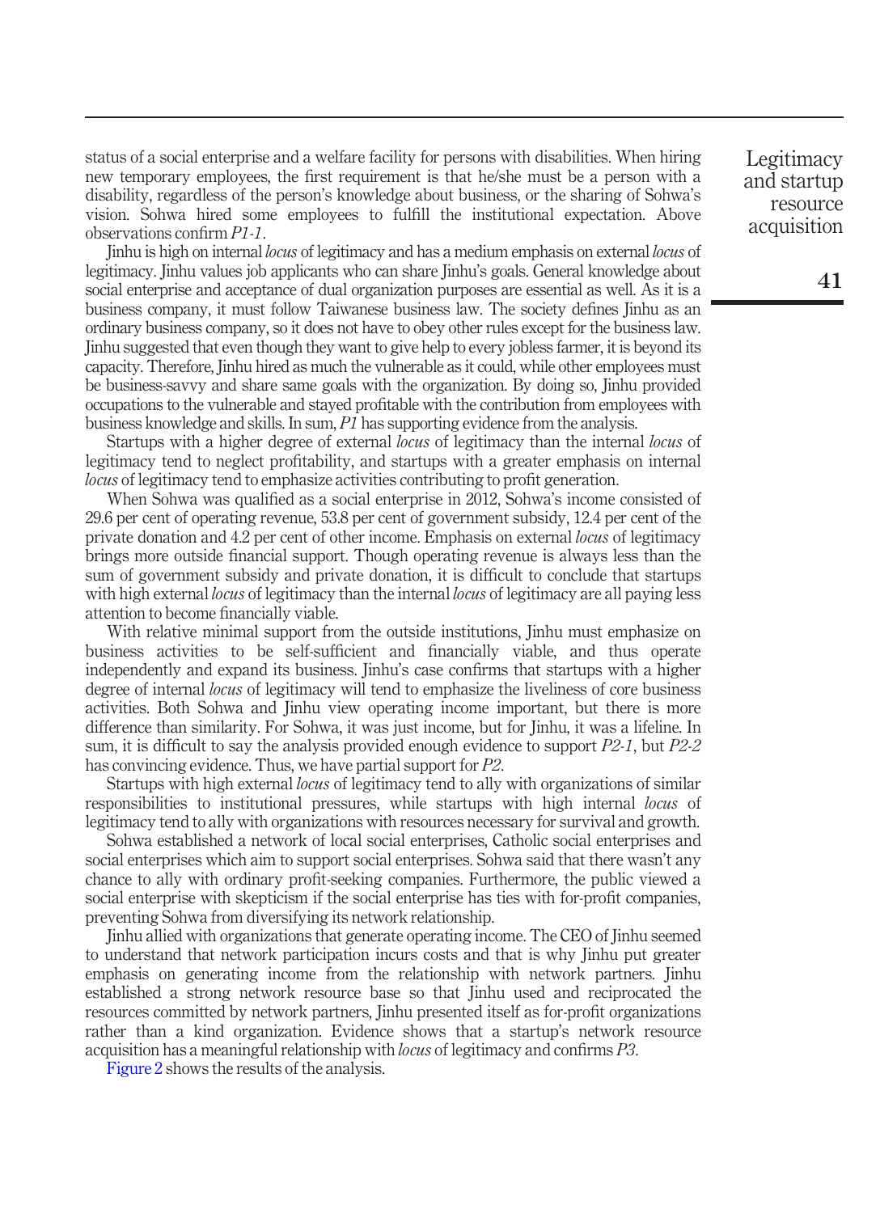status of a social enterprise and a welfare facility for persons with disabilities. When hiring new temporary employees, the first requirement is that he/she must be a person with a disability, regardless of the person's knowledge about business, or the sharing of Sohwa's vision. Sohwa hired some employees to fulfill the institutional expectation. Above observations confirm *P1-1*.

Jinhu is high on internal *locus* of legitimacy and has a medium emphasis on external *locus* of legitimacy. Jinhu values job applicants who can share Jinhu's goals. General knowledge about social enterprise and acceptance of dual organization purposes are essential as well. As it is a business company, it must follow Taiwanese business law. The society defines Jinhu as an ordinary business company, so it does not have to obey other rules except for the business law. Jinhu suggested that even though they want to give help to every jobless farmer, it is beyond its capacity. Therefore, Jinhu hired as much the vulnerable as it could, while other employees must be business-savvy and share same goals with the organization. By doing so, Jinhu provided occupations to the vulnerable and stayed profitable with the contribution from employees with business knowledge and skills. In sum, *P1* has supporting evidence from the analysis.

Startups with a higher degree of external *locus* of legitimacy than the internal *locus* of legitimacy tend to neglect profitability, and startups with a greater emphasis on internal *locus* of legitimacy tend to emphasize activities contributing to profit generation.

When Sohwa was qualified as a social enterprise in 2012, Sohwa's income consisted of 29.6 per cent of operating revenue, 53.8 per cent of government subsidy, 12.4 per cent of the private donation and 4.2 per cent of other income. Emphasis on external *locus* of legitimacy brings more outside financial support. Though operating revenue is always less than the sum of government subsidy and private donation, it is difficult to conclude that startups with high external *locus* of legitimacy than the internal *locus* of legitimacy are all paying less attention to become financially viable.

With relative minimal support from the outside institutions, Jinhu must emphasize on business activities to be self-sufficient and financially viable, and thus operate independently and expand its business. Jinhu's case confirms that startups with a higher degree of internal *locus* of legitimacy will tend to emphasize the liveliness of core business activities. Both Sohwa and Jinhu view operating income important, but there is more difference than similarity. For Sohwa, it was just income, but for Jinhu, it was a lifeline. In sum, it is difficult to say the analysis provided enough evidence to support *P2-1*, but *P2-2* has convincing evidence. Thus, we have partial support for *P2*.

Startups with high external *locus* of legitimacy tend to ally with organizations of similar responsibilities to institutional pressures, while startups with high internal *locus* of legitimacy tend to ally with organizations with resources necessary for survival and growth.

Sohwa established a network of local social enterprises, Catholic social enterprises and social enterprises which aim to support social enterprises. Sohwa said that there wasn't any chance to ally with ordinary profit-seeking companies. Furthermore, the public viewed a social enterprise with skepticism if the social enterprise has ties with for-profit companies, preventing Sohwa from diversifying its network relationship.

Jinhu allied with organizations that generate operating income. The CEO of Jinhu seemed to understand that network participation incurs costs and that is why Jinhu put greater emphasis on generating income from the relationship with network partners. Jinhu established a strong network resource base so that Jinhu used and reciprocated the resources committed by network partners, Jinhu presented itself as for-profit organizations rather than a kind organization. Evidence shows that a startup's network resource acquisition has a meaningful relationship with *locus* of legitimacy and confirms *P3*.

Figure 2 shows the results of the analysis.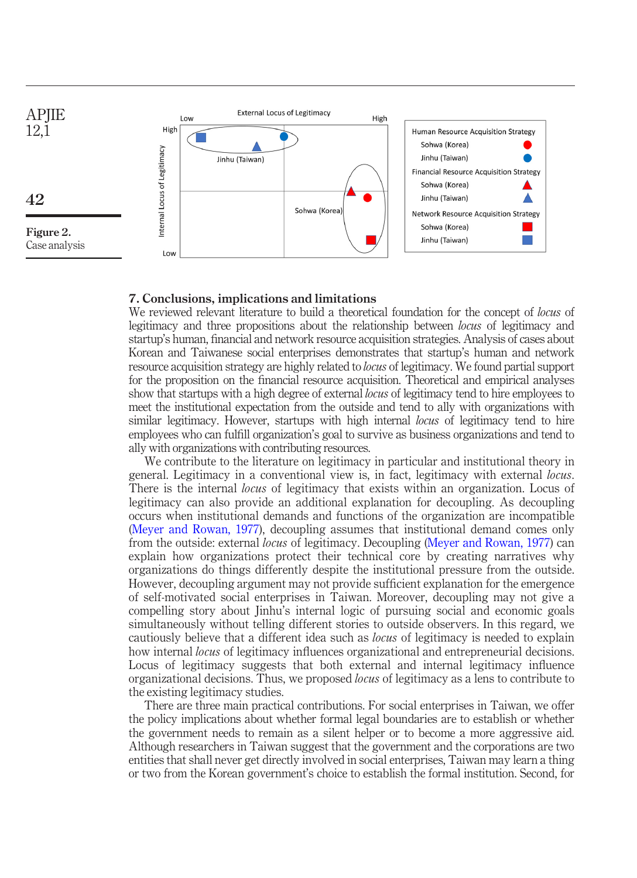Figure 2. Case analysis

## 7. Conclusions, implications and limitations

We reviewed relevant literature to build a theoretical foundation for the concept of *locus* of legitimacy and three propositions about the relationship between *locus* of legitimacy and startup's human, financial and network resource acquisition strategies. Analysis of cases about Korean and Taiwanese social enterprises demonstrates that startup's human and network resource acquisition strategy are highly related to *locus* of legitimacy. We found partial support for the proposition on the financial resource acquisition. Theoretical and empirical analyses show that startups with a high degree of external *locus* of legitimacy tend to hire employees to meet the institutional expectation from the outside and tend to ally with organizations with similar legitimacy. However, startups with high internal *locus* of legitimacy tend to hire employees who can fulfill organization's goal to survive as business organizations and tend to ally with organizations with contributing resources.

We contribute to the literature on legitimacy in particular and institutional theory in general. Legitimacy in a conventional view is, in fact, legitimacy with external *locus*. There is the internal *locus* of legitimacy that exists within an organization. Locus of legitimacy can also provide an additional explanation for decoupling. As decoupling occurs when institutional demands and functions of the organization are incompatible (Meyer and Rowan, 1977), decoupling assumes that institutional demand comes only from the outside: external *locus* of legitimacy. Decoupling (Meyer and Rowan, 1977) can explain how organizations protect their technical core by creating narratives why organizations do things differently despite the institutional pressure from the outside. However, decoupling argument may not provide sufficient explanation for the emergence of self-motivated social enterprises in Taiwan. Moreover, decoupling may not give a compelling story about Jinhu's internal logic of pursuing social and economic goals simultaneously without telling different stories to outside observers. In this regard, we cautiously believe that a different idea such as *locus* of legitimacy is needed to explain how internal *locus* of legitimacy influences organizational and entrepreneurial decisions. Locus of legitimacy suggests that both external and internal legitimacy influence organizational decisions. Thus, we proposed *locus* of legitimacy as a lens to contribute to the existing legitimacy studies.

There are three main practical contributions. For social enterprises in Taiwan, we offer the policy implications about whether formal legal boundaries are to establish or whether the government needs to remain as a silent helper or to become a more aggressive aid. Although researchers in Taiwan suggest that the government and the corporations are two entities that shall never get directly involved in social enterprises, Taiwan may learn a thing or two from the Korean government's choice to establish the formal institution. Second, for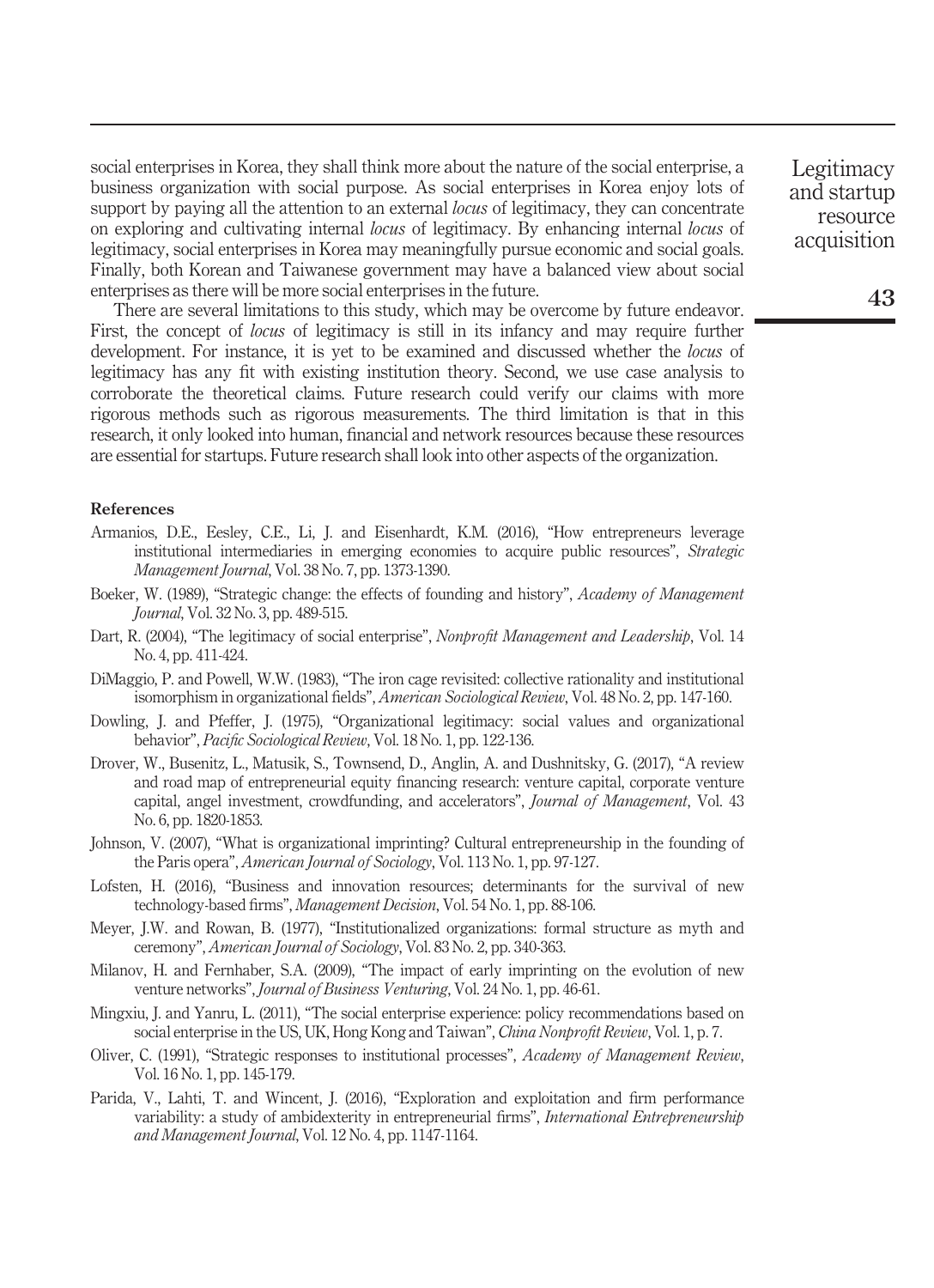social enterprises in Korea, they shall think more about the nature of the social enterprise, a business organization with social purpose. As social enterprises in Korea enjoy lots of support by paying all the attention to an external *locus* of legitimacy, they can concentrate on exploring and cultivating internal *locus* of legitimacy. By enhancing internal *locus* of legitimacy, social enterprises in Korea may meaningfully pursue economic and social goals. Finally, both Korean and Taiwanese government may have a balanced view about social enterprises as there will be more social enterprises in the future.

There are several limitations to this study, which may be overcome by future endeavor. First, the concept of *locus* of legitimacy is still in its infancy and may require further development. For instance, it is yet to be examined and discussed whether the *locus* of legitimacy has any fit with existing institution theory. Second, we use case analysis to corroborate the theoretical claims. Future research could verify our claims with more rigorous methods such as rigorous measurements. The third limitation is that in this research, it only looked into human, financial and network resources because these resources are essential for startups. Future research shall look into other aspects of the organization.

## References

Armanios, D.E., Eesley, C.E., Li, J. and Eisenhardt, K.M. (2016), "How entrepreneurs leverage institutional intermediaries in emerging economies to acquire public resources", *Strategic Management Journal*, Vol. 38 No. 7, pp. 1373-1390.

Boeker, W. (1989), "Strategic change: the effects of founding and history", *Academy of Management Journal*, Vol. 32 No. 3, pp. 489-515.

Dart, R. (2004), "The legitimacy of social enterprise", *Nonprofit Management and Leadership*, Vol. 14 No. 4, pp. 411-424.

DiMaggio, P. and Powell, W.W. (1983), "The iron cage revisited: collective rationality and institutional isomorphism in organizational fields", *American Sociological Review*, Vol. 48 No. 2, pp. 147-160.

Dowling, J. and Pfeffer, J. (1975), "Organizational legitimacy: social values and organizational behavior", *Pacific Sociological Review*, Vol. 18 No. 1, pp. 122-136.

Drover, W., Busenitz, L., Matusik, S., Townsend, D., Anglin, A. and Dushnitsky, G. (2017), "A review and road map of entrepreneurial equity financing research: venture capital, corporate venture capital, angel investment, crowdfunding, and accelerators", *Journal of Management*, Vol. 43 No. 6, pp. 1820-1853.

Johnson, V. (2007), "What is organizational imprinting? Cultural entrepreneurship in the founding of the Paris opera", *American Journal of Sociology*, Vol. 113 No. 1, pp. 97-127.

Lofsten, H. (2016), "Business and innovation resources; determinants for the survival of new technology-based firms", *Management Decision*, Vol. 54 No. 1, pp. 88-106.

Meyer, J.W. and Rowan, B. (1977), "Institutionalized organizations: formal structure as myth and ceremony", *American Journal of Sociology*, Vol. 83 No. 2, pp. 340-363.

Milanov, H. and Fernhaber, S.A. (2009), "The impact of early imprinting on the evolution of new venture networks", *Journal of Business Venturing*, Vol. 24 No. 1, pp. 46-61.

Mingxiu, J. and Yanru, L. (2011), "The social enterprise experience: policy recommendations based on social enterprise in the US, UK, Hong Kong and Taiwan", *China Nonprofit Review*, Vol. 1, p. 7.

Oliver, C. (1991), "Strategic responses to institutional processes", *Academy of Management Review*, Vol. 16 No. 1, pp. 145-179.

Parida, V., Lahti, T. and Wincent, J. (2016), "Exploration and exploitation and firm performance variability: a study of ambidexterity in entrepreneurial firms", *International Entrepreneurship and Management Journal*, Vol. 12 No. 4, pp. 1147-1164.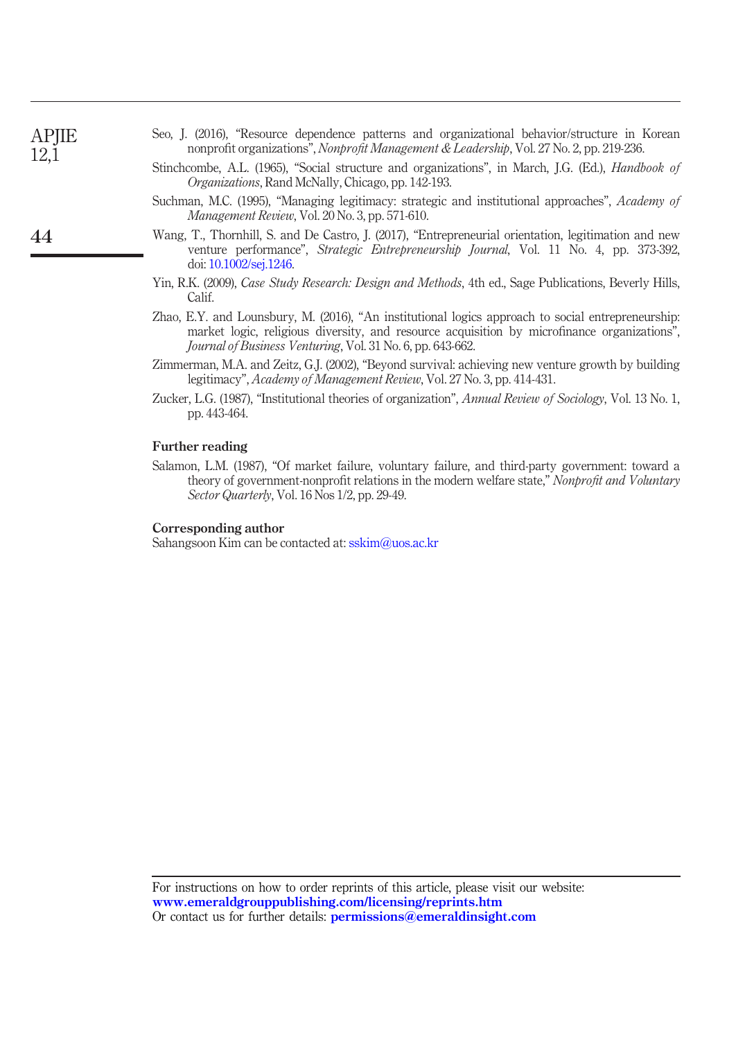Seo, J. (2016), "Resource dependence patterns and organizational behavior/structure in Korean nonprofit organizations", *Nonprofit Management & Leadership*, Vol. 27 No. 2, pp. 219-236.

Stinchcombe, A.L. (1965), "Social structure and organizations", in March, J.G. (Ed.), *Handbook of Organizations*, Rand McNally, Chicago, pp. 142-193.

Suchman, M.C. (1995), "Managing legitimacy: strategic and institutional approaches", *Academy of Management Review*, Vol. 20 No. 3, pp. 571-610.

Wang, T., Thornhill, S. and De Castro, J. (2017), "Entrepreneurial orientation, legitimation and new venture performance", *Strategic Entrepreneurship Journal*, Vol. 11 No. 4, pp. 373-392, doi: 10.1002/sej.1246.

Yin, R.K. (2009), *Case Study Research: Design and Methods*, 4th ed., Sage Publications, Beverly Hills, Calif.

Zhao, E.Y. and Lounsbury, M. (2016), "An institutional logics approach to social entrepreneurship: market logic, religious diversity, and resource acquisition by microfinance organizations", *Journal of Business Venturing*, Vol. 31 No. 6, pp. 643-662.

Zimmerman, M.A. and Zeitz, G.J. (2002), "Beyond survival: achieving new venture growth by building legitimacy", *Academy of Management Review*, Vol. 27 No. 3, pp. 414-431.

Zucker, L.G. (1987), "Institutional theories of organization", *Annual Review of Sociology*, Vol. 13 No. 1, pp. 443-464.

## Further reading

Salamon, L.M. (1987), "Of market failure, voluntary failure, and third-party government: toward a theory of government-nonprofit relations in the modern welfare state," *Nonprofit and Voluntary Sector Quarterly*, Vol. 16 Nos 1/2, pp. 29-49.

## Corresponding author

Sahangsoon Kim can be contacted at: sskim@uos.ac.kr

For instructions on how to order reprints of this article, please visit our website:
**www.emeraldgrouppublishing.com/licensing/reprints.htm**
Or contact us for further details: **permissions@emeraldinsight.com**